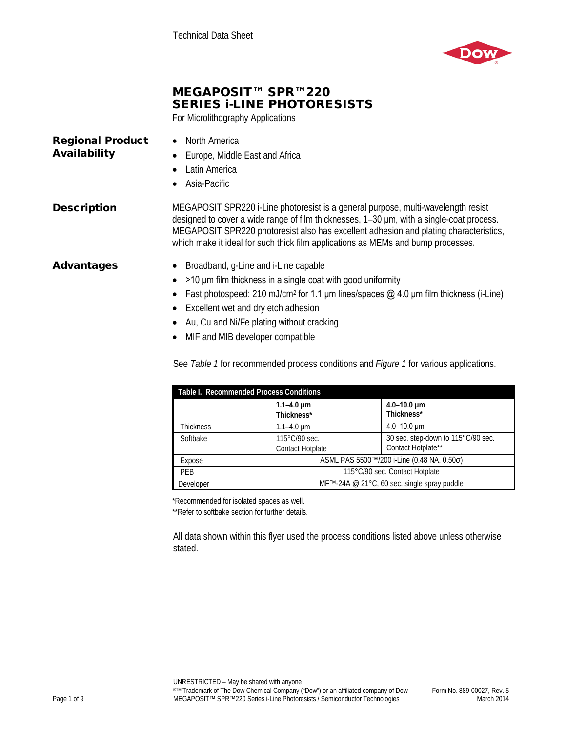Technical Data Sheet

# MEGAPOSIT™ SPR™220 SERIES i-LINE PHOTORESISTS

For Microlithography Applications

## Regional Product Availability

- North America
- Europe, Middle East and Africa
- Latin America
- Asia-Pacific

## Description

MEGAPOSIT SPR220 i-Line photoresist is a general purpose, multi-wavelength resist designed to cover a wide range of film thicknesses, 1–30 µm, with a single-coat process. MEGAPOSIT SPR220 photoresist also has excellent adhesion and plating characteristics, which make it ideal for such thick film applications as MEMs and bump processes.

## Advantages

- Broadband, g-Line and i-Line capable
- >10 µm film thickness in a single coat with good uniformity
- Fast photospeed: 210 mJ/cm² for 1.1 µm lines/spaces @ 4.0 µm film thickness (i-Line)
- Excellent wet and dry etch adhesion
- Au, Cu and Ni/Fe plating without cracking
- MIF and MIB developer compatible

See *Table 1* for recommended process conditions and *Figure 1* for various applications.

**Table I. Recommended Process Conditions**

| | **1.1–4.0 µm Thickness*** | **4.0–10.0 µm Thickness*** |
|---|---|---|
| Thickness | 1.1–4.0 µm | 4.0–10.0 µm |
| Softbake | 115°C/90 sec. Contact Hotplate | 30 sec. step-down to 115°C/90 sec. Contact Hotplate** |
| Expose | ASML PAS 5500™/200 i-Line (0.48 NA, 0.50σ) | |
| PEB | 115°C/90 sec. Contact Hotplate | |
| Developer | MF™-24A @ 21°C, 60 sec. single spray puddle | |

*Recommended for isolated spaces as well.

**Refer to softbake section for further details.

All data shown within this flyer used the process conditions listed above unless otherwise stated.

UNRESTRICTED – May be shared with anyone

®™ Trademark of The Dow Chemical Company ("Dow") or an affiliated company of Dow

MEGAPOSIT™ SPR™220 Series i-Line Photoresists / Semiconductor Technologies

Form No. 889-00027, Rev. 5
March 2014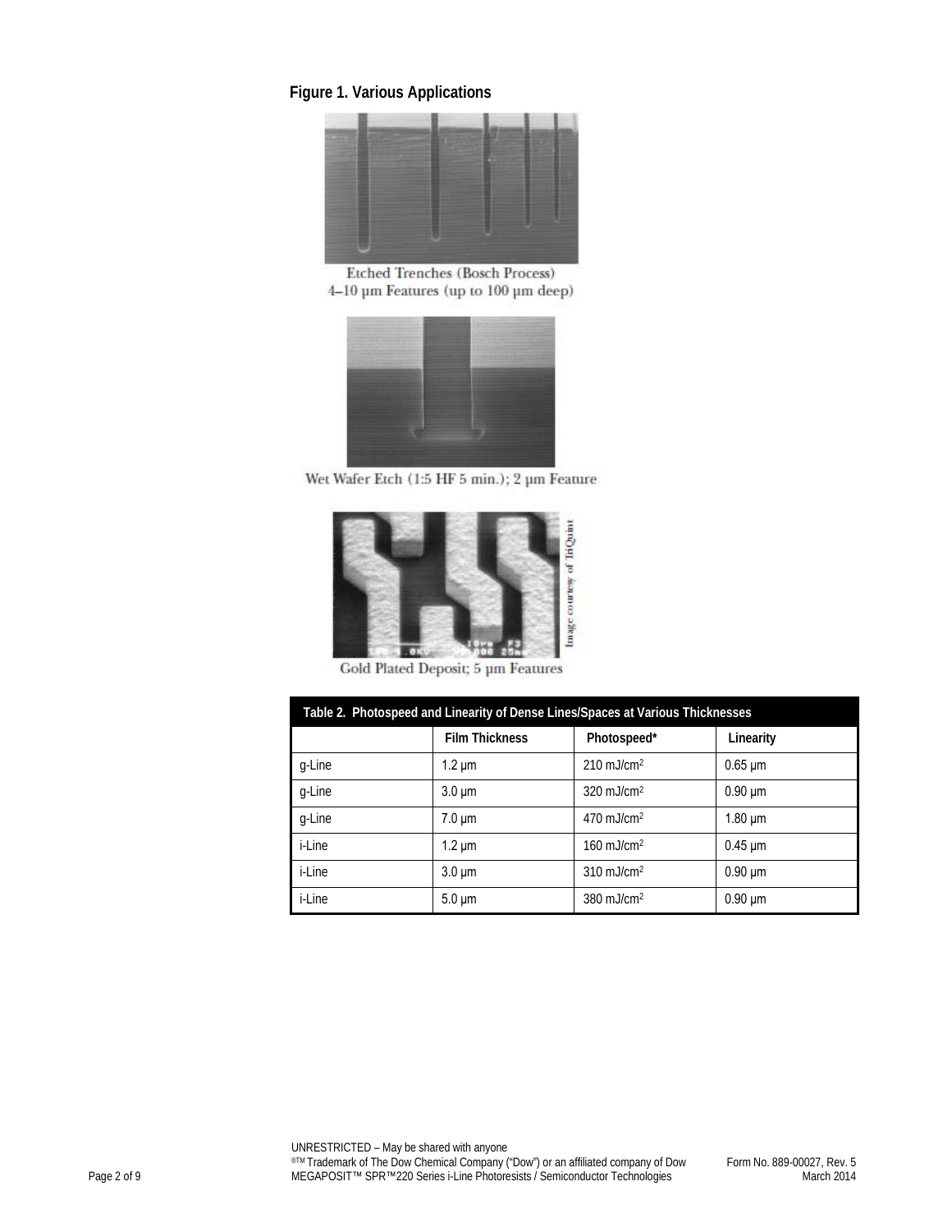**Figure 1. Various Applications**

Etched Trenches (Bosch Process)
4–10 µm Features (up to 100 µm deep)

Wet Wafer Etch (1:5 HF 5 min.); 2 µm Feature

Gold Plated Deposit; 5 µm Features

Image courtesy of TriQuint

**Table 2. Photospeed and Linearity of Dense Lines/Spaces at Various Thicknesses**

| | Film Thickness | Photospeed* | Linearity |
|---|---|---|---|
| g-Line | 1.2 µm | 210 mJ/cm$^2$ | 0.65 µm |
| g-Line | 3.0 µm | 320 mJ/cm$^2$ | 0.90 µm |
| g-Line | 7.0 µm | 470 mJ/cm$^2$ | 1.80 µm |
| i-Line | 1.2 µm | 160 mJ/cm$^2$ | 0.45 µm |
| i-Line | 3.0 µm | 310 mJ/cm$^2$ | 0.90 µm |
| i-Line | 5.0 µm | 380 mJ/cm$^2$ | 0.90 µm |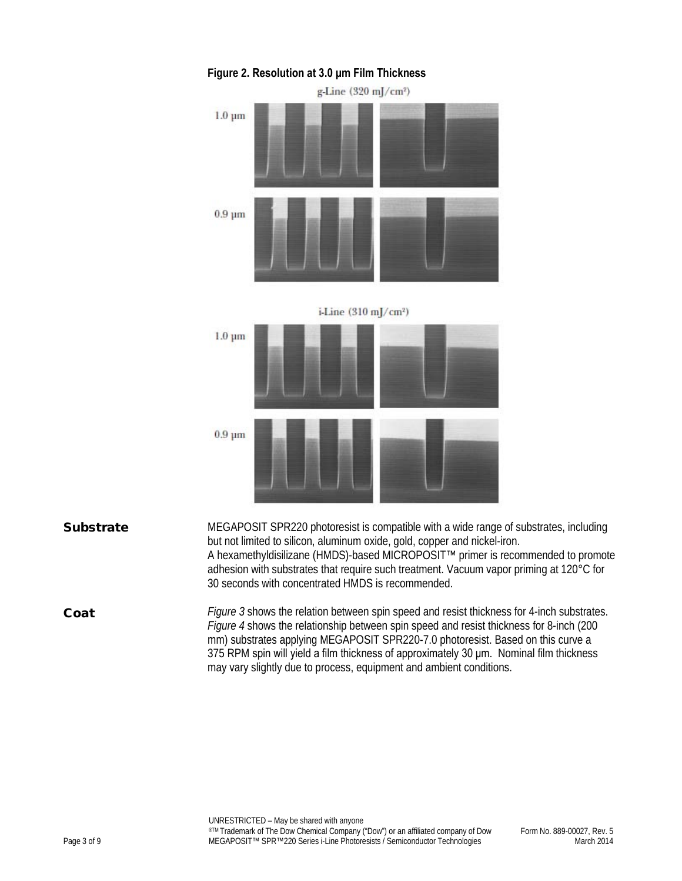**Figure 2. Resolution at 3.0 µm Film Thickness**

g-Line (320 mJ/cm²)

1.0 µm

0.9 µm

i-Line (310 mJ/cm²)

1.0 µm

0.9 µm

## Substrate

MEGAPOSIT SPR220 photoresist is compatible with a wide range of substrates, including but not limited to silicon, aluminum oxide, gold, copper and nickel-iron.
A hexamethyldisilizane (HMDS)-based MICROPOSIT™ primer is recommended to promote adhesion with substrates that require such treatment. Vacuum vapor priming at 120°C for 30 seconds with concentrated HMDS is recommended.

## Coat

*Figure 3* shows the relation between spin speed and resist thickness for 4-inch substrates. *Figure 4* shows the relationship between spin speed and resist thickness for 8-inch (200 mm) substrates applying MEGAPOSIT SPR220-7.0 photoresist. Based on this curve a 375 RPM spin will yield a film thickness of approximately 30 µm. Nominal film thickness may vary slightly due to process, equipment and ambient conditions.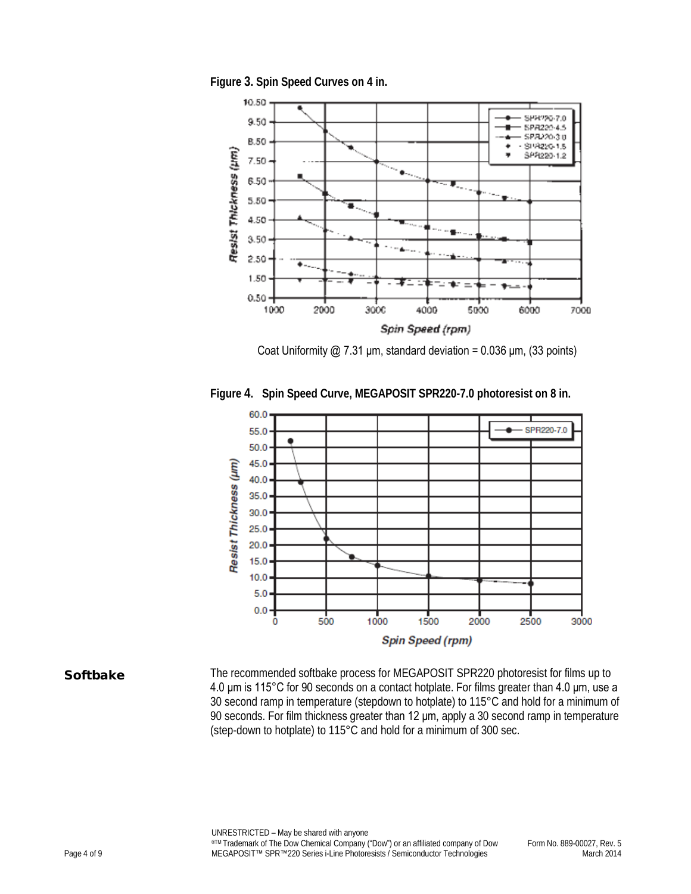**Figure 3. Spin Speed Curves on 4 in.**

Coat Uniformity @ 7.31 µm, standard deviation = 0.036 µm, (33 points)

**Figure 4. Spin Speed Curve, MEGAPOSIT SPR220-7.0 photoresist on 8 in.**

## Softbake

The recommended softbake process for MEGAPOSIT SPR220 photoresist for films up to 4.0 µm is 115°C for 90 seconds on a contact hotplate. For films greater than 4.0 µm, use a 30 second ramp in temperature (stepdown to hotplate) to 115°C and hold for a minimum of 90 seconds. For film thickness greater than 12 µm, apply a 30 second ramp in temperature (step-down to hotplate) to 115°C and hold for a minimum of 300 sec.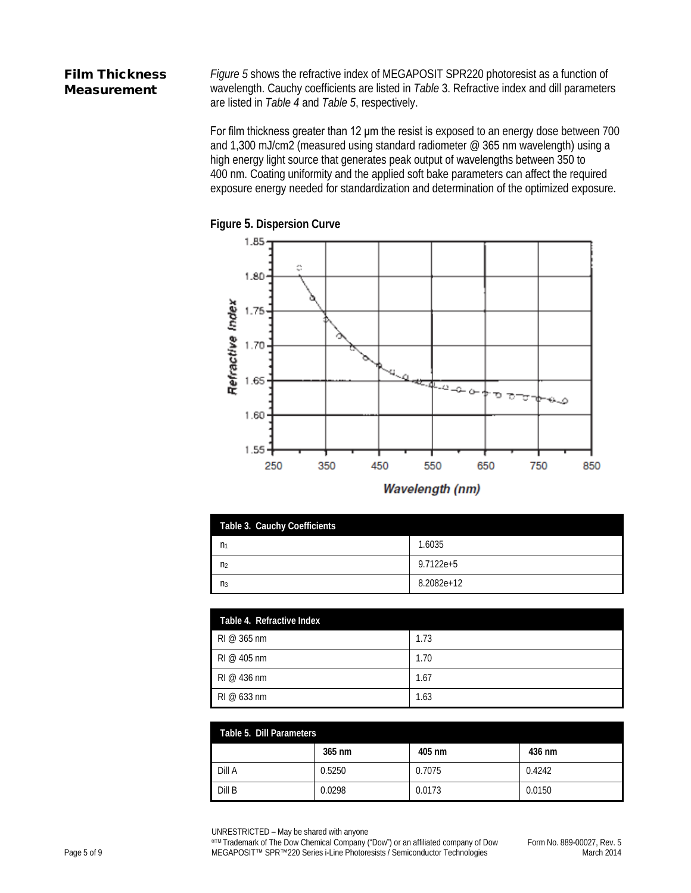## Film Thickness Measurement

*Figure 5* shows the refractive index of MEGAPOSIT SPR220 photoresist as a function of wavelength. Cauchy coefficients are listed in *Table* 3. Refractive index and dill parameters are listed in *Table 4* and *Table 5*, respectively.

For film thickness greater than 12 µm the resist is exposed to an energy dose between 700 and 1,300 mJ/cm2 (measured using standard radiometer @ 365 nm wavelength) using a high energy light source that generates peak output of wavelengths between 350 to 400 nm. Coating uniformity and the applied soft bake parameters can affect the required exposure energy needed for standardization and determination of the optimized exposure.

**Figure 5. Dispersion Curve**

| Table 3. Cauchy Coefficients | |
|---|---|
| $n_1$ | 1.6035 |
| $n_2$ | 9.7122e+5 |
| $n_3$ | 8.2082e+12 |

| Table 4. Refractive Index | |
|---|---|
| RI @ 365 nm | 1.73 |
| RI @ 405 nm | 1.70 |
| RI @ 436 nm | 1.67 |
| RI @ 633 nm | 1.63 |

| Table 5. Dill Parameters | | | |
|---|---|---|---|
| | 365 nm | 405 nm | 436 nm |
| Dill A | 0.5250 | 0.7075 | 0.4242 |
| Dill B | 0.0298 | 0.0173 | 0.0150 |

UNRESTRICTED – May be shared with anyone

®TM Trademark of The Dow Chemical Company ("Dow") or an affiliated company of Dow

MEGAPOSIT™ SPR™220 Series i-Line Photoresists / Semiconductor Technologies

Form No. 889-00027, Rev. 5

March 2014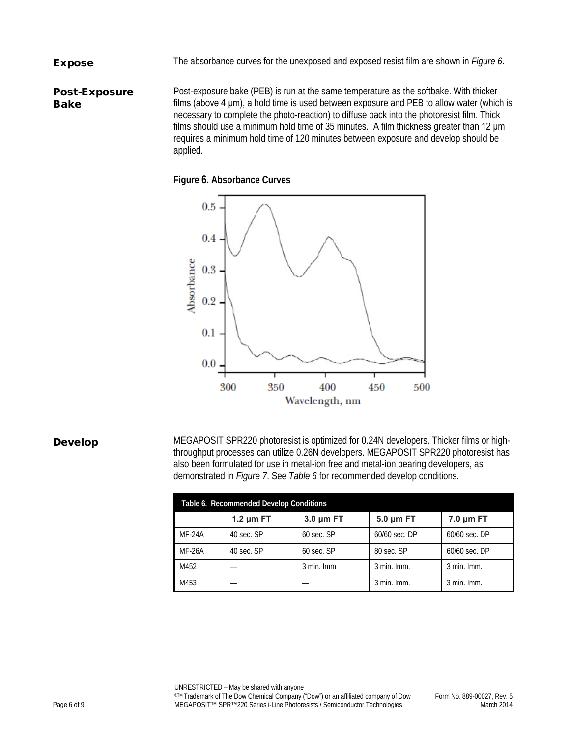## Expose

The absorbance curves for the unexposed and exposed resist film are shown in *Figure 6*.

## Post-Exposure Bake

Post-exposure bake (PEB) is run at the same temperature as the softbake. With thicker films (above 4 µm), a hold time is used between exposure and PEB to allow water (which is necessary to complete the photo-reaction) to diffuse back into the photoresist film. Thick films should use a minimum hold time of 35 minutes. A film thickness greater than 12 µm requires a minimum hold time of 120 minutes between exposure and develop should be applied.

**Figure 6. Absorbance Curves**

## Develop

MEGAPOSIT SPR220 photoresist is optimized for 0.24N developers. Thicker films or high-throughput processes can utilize 0.26N developers. MEGAPOSIT SPR220 photoresist has also been formulated for use in metal-ion free and metal-ion bearing developers, as demonstrated in *Figure 7*. See *Table 6* for recommended develop conditions.

**Table 6. Recommended Develop Conditions**

| | 1.2 µm FT | 3.0 µm FT | 5.0 µm FT | 7.0 µm FT |
|---|---|---|---|---|
| MF-24A | 40 sec. SP | 60 sec. SP | 60/60 sec. DP | 60/60 sec. DP |
| MF-26A | 40 sec. SP | 60 sec. SP | 80 sec. SP | 60/60 sec. DP |
| M452 | — | 3 min. Imm | 3 min. Imm. | 3 min. Imm. |
| M453 | — | — | 3 min. Imm. | 3 min. Imm. |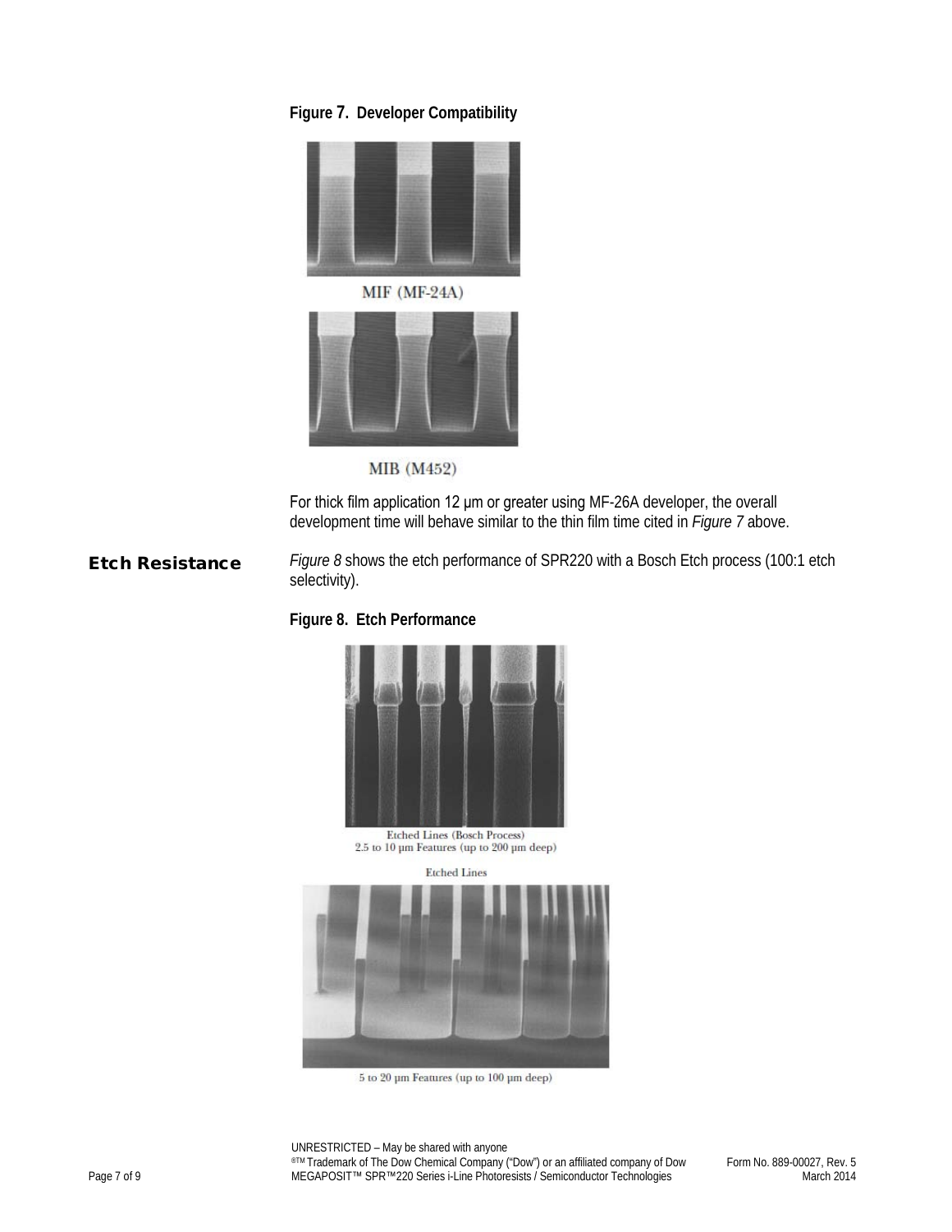**Figure 7. Developer Compatibility**

MIF (MF-24A)

MIB (M452)

For thick film application 12 µm or greater using MF-26A developer, the overall development time will behave similar to the thin film time cited in *Figure 7* above.

## Etch Resistance

*Figure 8* shows the etch performance of SPR220 with a Bosch Etch process (100:1 etch selectivity).

**Figure 8. Etch Performance**

Etched Lines (Bosch Process)
2.5 to 10 µm Features (up to 200 µm deep)

Etched Lines

5 to 20 µm Features (up to 100 µm deep)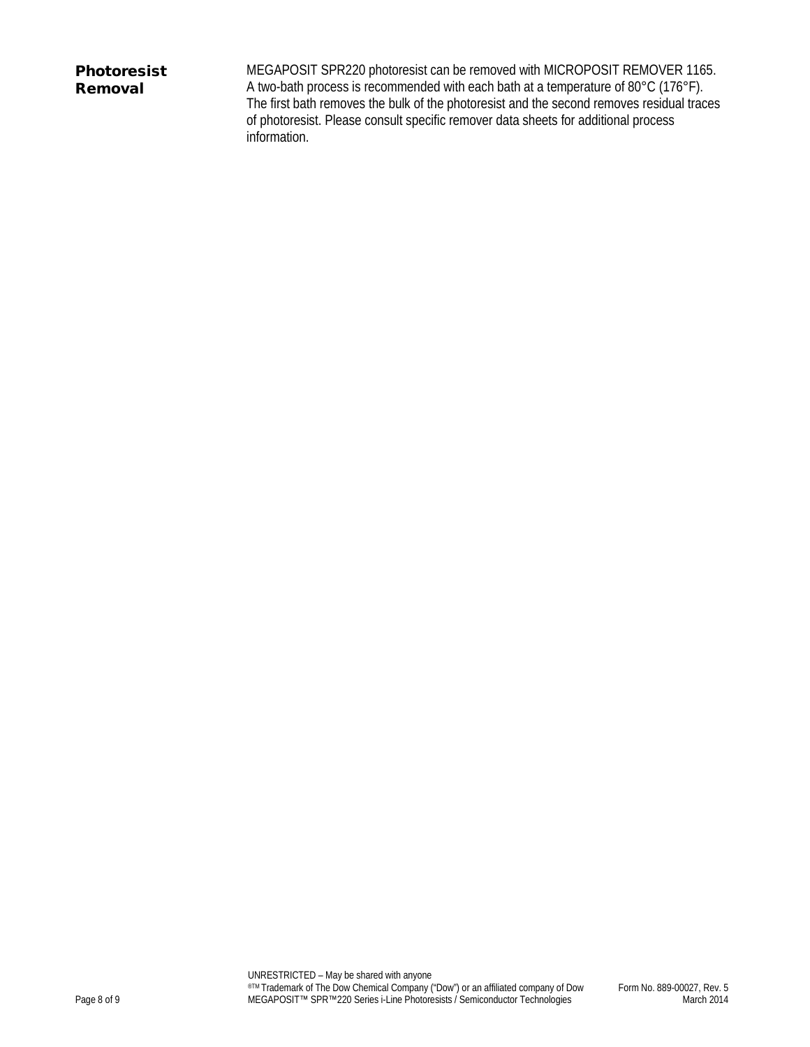## Photoresist Removal

MEGAPOSIT SPR220 photoresist can be removed with MICROPOSIT REMOVER 1165. A two-bath process is recommended with each bath at a temperature of 80°C (176°F). The first bath removes the bulk of the photoresist and the second removes residual traces of photoresist. Please consult specific remover data sheets for additional process information.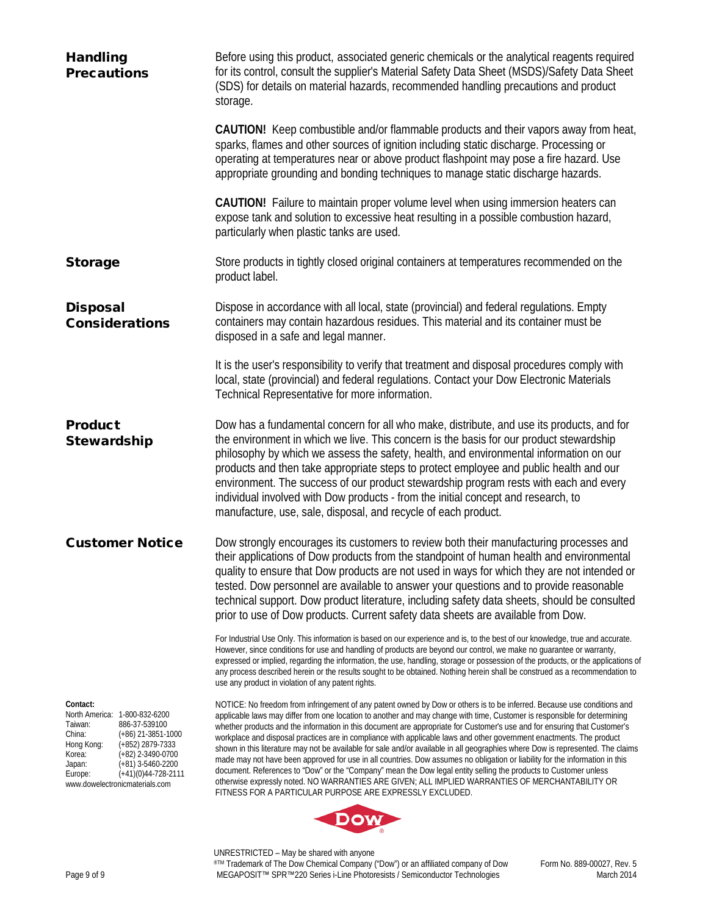## Handling Precautions

Before using this product, associated generic chemicals or the analytical reagents required for its control, consult the supplier's Material Safety Data Sheet (MSDS)/Safety Data Sheet (SDS) for details on material hazards, recommended handling precautions and product storage.

**CAUTION!** Keep combustible and/or flammable products and their vapors away from heat, sparks, flames and other sources of ignition including static discharge. Processing or operating at temperatures near or above product flashpoint may pose a fire hazard. Use appropriate grounding and bonding techniques to manage static discharge hazards.

**CAUTION!** Failure to maintain proper volume level when using immersion heaters can expose tank and solution to excessive heat resulting in a possible combustion hazard, particularly when plastic tanks are used.

## Storage

Store products in tightly closed original containers at temperatures recommended on the product label.

## Disposal Considerations

Dispose in accordance with all local, state (provincial) and federal regulations. Empty containers may contain hazardous residues. This material and its container must be disposed in a safe and legal manner.

It is the user's responsibility to verify that treatment and disposal procedures comply with local, state (provincial) and federal regulations. Contact your Dow Electronic Materials Technical Representative for more information.

## Product Stewardship

Dow has a fundamental concern for all who make, distribute, and use its products, and for the environment in which we live. This concern is the basis for our product stewardship philosophy by which we assess the safety, health, and environmental information on our products and then take appropriate steps to protect employee and public health and our environment. The success of our product stewardship program rests with each and every individual involved with Dow products - from the initial concept and research, to manufacture, use, sale, disposal, and recycle of each product.

## Customer Notice

Dow strongly encourages its customers to review both their manufacturing processes and their applications of Dow products from the standpoint of human health and environmental quality to ensure that Dow products are not used in ways for which they are not intended or tested. Dow personnel are available to answer your questions and to provide reasonable technical support. Dow product literature, including safety data sheets, should be consulted prior to use of Dow products. Current safety data sheets are available from Dow.

For Industrial Use Only. This information is based on our experience and is, to the best of our knowledge, true and accurate. However, since conditions for use and handling of products are beyond our control, we make no guarantee or warranty, expressed or implied, regarding the information, the use, handling, storage or possession of the products, or the applications of any process described herein or the results sought to be obtained. Nothing herein shall be construed as a recommendation to use any product in violation of any patent rights.

**Contact:**

| | |
|---|---|
| North America: | 1-800-832-6200 |
| Taiwan: | 886-37-539100 |
| China: | (+86) 21-3851-1000 |
| Hong Kong: | (+852) 2879-7333 |
| Korea: | (+82) 2-3490-0700 |
| Japan: | (+81) 3-5460-2200 |
| Europe: | (+41)(0)44-728-2111 |

www.dowelectronicmaterials.com

NOTICE: No freedom from infringement of any patent owned by Dow or others is to be inferred. Because use conditions and applicable laws may differ from one location to another and may change with time, Customer is responsible for determining whether products and the information in this document are appropriate for Customer's use and for ensuring that Customer's workplace and disposal practices are in compliance with applicable laws and other government enactments. The product shown in this literature may not be available for sale and/or available in all geographies where Dow is represented. The claims made may not have been approved for use in all countries. Dow assumes no obligation or liability for the information in this document. References to "Dow" or the "Company" mean the Dow legal entity selling the products to Customer unless otherwise expressly noted. NO WARRANTIES ARE GIVEN; ALL IMPLIED WARRANTIES OF MERCHANTABILITY OR FITNESS FOR A PARTICULAR PURPOSE ARE EXPRESSLY EXCLUDED.

DOW®

UNRESTRICTED – May be shared with anyone

®™ Trademark of The Dow Chemical Company ("Dow") or an affiliated company of Dow

MEGAPOSIT™ SPR™220 Series i-Line Photoresists / Semiconductor Technologies

Form No. 889-00027, Rev. 5

March 2014